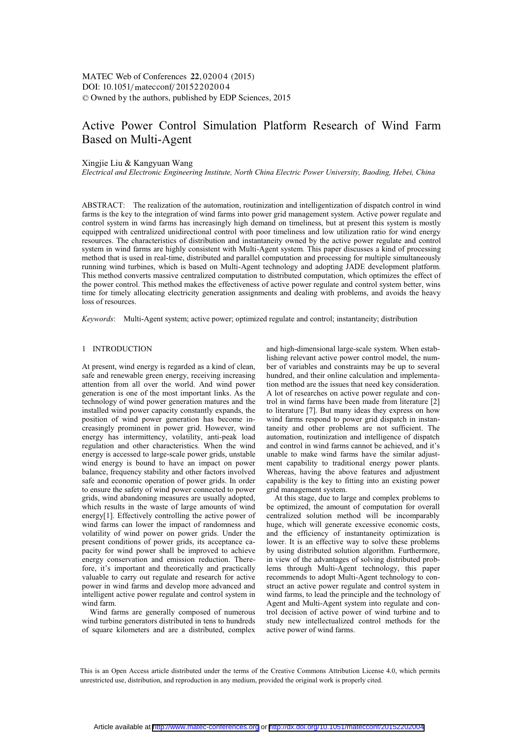# Active Power Control Simulation Platform Research of Wind Farm Based on Multi-Agent

Xingjie Liu & Kangyuan Wang

*Electrical and Electronic Engineering Institute, North China Electric Power University, Baoding, Hebei, China*

ABSTRACT: The realization of the automation, routinization and intelligentization of dispatch control in wind farms is the key to the integration of wind farms into power grid management system. Active power regulate and control system in wind farms has increasingly high demand on timeliness, but at present this system is mostly equipped with centralized unidirectional control with poor timeliness and low utilization ratio for wind energy resources. The characteristics of distribution and instantaneity owned by the active power regulate and control system in wind farms are highly consistent with Multi-Agent system. This paper discusses a kind of processing method that is used in real-time, distributed and parallel computation and processing for multiple simultaneously running wind turbines, which is based on Multi-Agent technology and adopting JADE development platform. This method converts massive centralized computation to distributed computation, which optimizes the effect of the power control. This method makes the effectiveness of active power regulate and control system better, wins time for timely allocating electricity generation assignments and dealing with problems, and avoids the heavy loss of resources.

*Keywords*: Multi-Agent system; active power; optimized regulate and control; instantaneity; distribution

## 1 INTRODUCTION

At present, wind energy is regarded as a kind of clean, safe and renewable green energy, receiving increasing attention from all over the world. And wind power generation is one of the most important links. As the technology of wind power generation matures and the installed wind power capacity constantly expands, the position of wind power generation has become increasingly prominent in power grid. However, wind energy has intermittency, volatility, anti-peak load regulation and other characteristics. When the wind energy is accessed to large-scale power grids, unstable wind energy is bound to have an impact on power balance, frequency stability and other factors involved safe and economic operation of power grids. In order to ensure the safety of wind power connected to power grids, wind abandoning measures are usually adopted, which results in the waste of large amounts of wind energy[1]. Effectively controlling the active power of wind farms can lower the impact of randomness and volatility of wind power on power grids. Under the present conditions of power grids, its acceptance capacity for wind power shall be improved to achieve energy conservation and emission reduction. Therefore, it's important and theoretically and practically valuable to carry out regulate and research for active power in wind farms and develop more advanced and intelligent active power regulate and control system in wind farm.

Wind farms are generally composed of numerous wind turbine generators distributed in tens to hundreds of square kilometers and are a distributed, complex and high-dimensional large-scale system. When establishing relevant active power control model, the number of variables and constraints may be up to several hundred, and their online calculation and implementation method are the issues that need key consideration. A lot of researches on active power regulate and control in wind farms have been made from literature [2] to literature [7]. But many ideas they express on how wind farms respond to power grid dispatch in instantaneity and other problems are not sufficient. The automation, routinization and intelligence of dispatch and control in wind farms cannot be achieved, and it's unable to make wind farms have the similar adjustment capability to traditional energy power plants. Whereas, having the above features and adjustment capability is the key to fitting into an existing power grid management system.

At this stage, due to large and complex problems to be optimized, the amount of computation for overall centralized solution method will be incomparably huge, which will generate excessive economic costs, and the efficiency of instantaneity optimization is lower. It is an effective way to solve these problems by using distributed solution algorithm. Furthermore, in view of the advantages of solving distributed problems through Multi-Agent technology, this paper recommends to adopt Multi-Agent technology to construct an active power regulate and control system in wind farms, to lead the principle and the technology of Agent and Multi-Agent system into regulate and control decision of active power of wind turbine and to study new intellectualized control methods for the active power of wind farms.

This is an Open Access article distributed under the terms of the Creative Commons Attribution License 4.0, which permits unrestricted use, distribution, and reproduction in any medium, provided the original work is properly cited.

Article available at http://www.matec-conferences.org or http://dx.doi.org/10.1051/matecconf/20152202004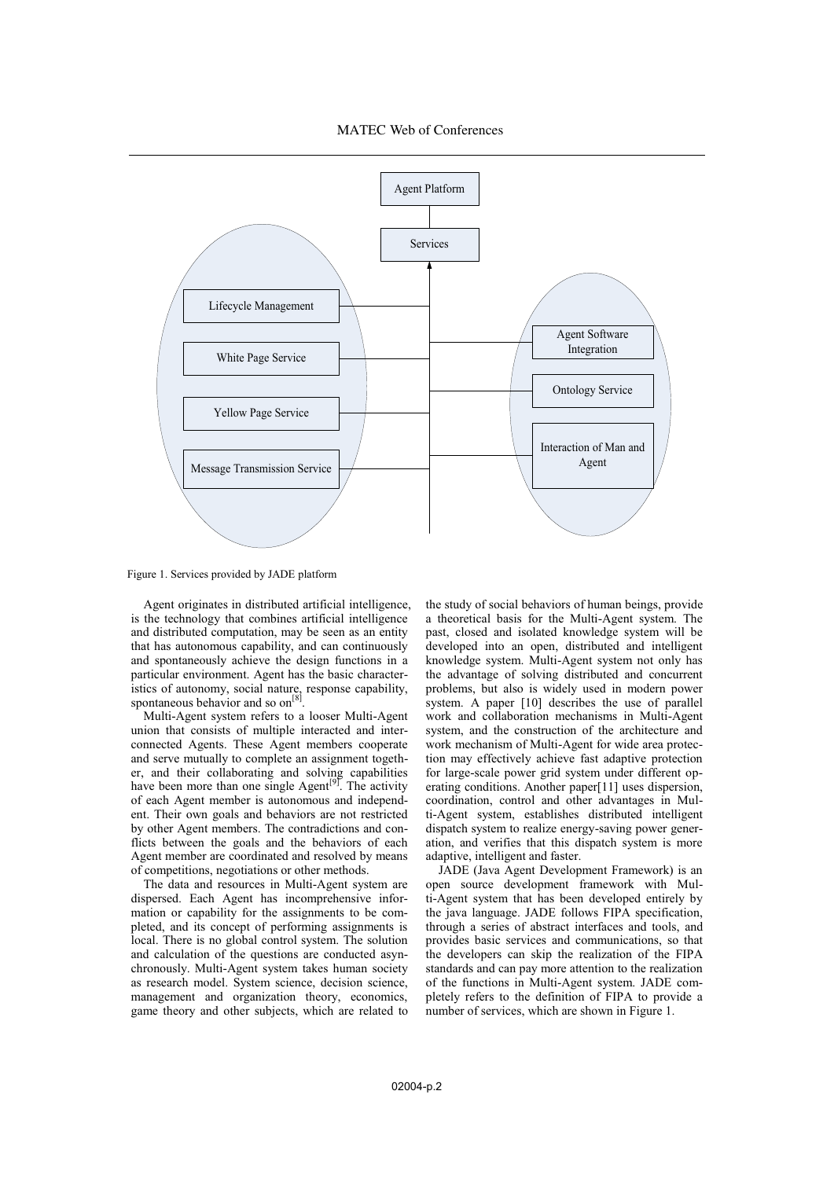Figure 1. Services provided by JADE platform

Agent originates in distributed artificial intelligence, is the technology that combines artificial intelligence and distributed computation, may be seen as an entity that has autonomous capability, and can continuously and spontaneously achieve the design functions in a particular environment. Agent has the basic characteristics of autonomy, social nature, response capability, spontaneous behavior and so on[8].

Multi-Agent system refers to a looser Multi-Agent union that consists of multiple interacted and interconnected Agents. These Agent members cooperate and serve mutually to complete an assignment together, and their collaborating and solving capabilities have been more than one single Agent[9]. The activity of each Agent member is autonomous and independent. Their own goals and behaviors are not restricted by other Agent members. The contradictions and conflicts between the goals and the behaviors of each Agent member are coordinated and resolved by means of competitions, negotiations or other methods.

The data and resources in Multi-Agent system are dispersed. Each Agent has incomprehensive information or capability for the assignments to be completed, and its concept of performing assignments is local. There is no global control system. The solution and calculation of the questions are conducted asynchronously. Multi-Agent system takes human society as research model. System science, decision science, management and organization theory, economics, game theory and other subjects, which are related to the study of social behaviors of human beings, provide a theoretical basis for the Multi-Agent system. The past, closed and isolated knowledge system will be developed into an open, distributed and intelligent knowledge system. Multi-Agent system not only has the advantage of solving distributed and concurrent problems, but also is widely used in modern power system. A paper [10] describes the use of parallel work and collaboration mechanisms in Multi-Agent system, and the construction of the architecture and work mechanism of Multi-Agent for wide area protection may effectively achieve fast adaptive protection for large-scale power grid system under different operating conditions. Another paper[11] uses dispersion, coordination, control and other advantages in Multi-Agent system, establishes distributed intelligent dispatch system to realize energy-saving power generation, and verifies that this dispatch system is more adaptive, intelligent and faster.

JADE (Java Agent Development Framework) is an open source development framework with Multi-Agent system that has been developed entirely by the java language. JADE follows FIPA specification, through a series of abstract interfaces and tools, and provides basic services and communications, so that the developers can skip the realization of the FIPA standards and can pay more attention to the realization of the functions in Multi-Agent system. JADE completely refers to the definition of FIPA to provide a number of services, which are shown in Figure 1.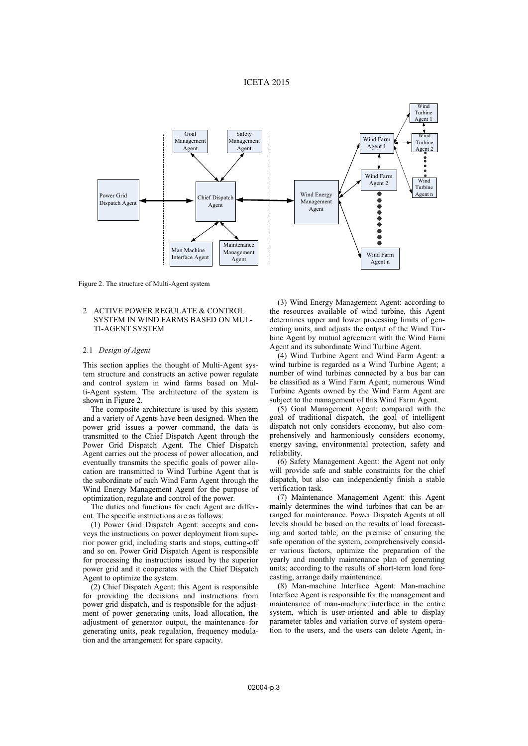Figure 2. The structure of Multi-Agent system

## 2 ACTIVE POWER REGULATE & CONTROL SYSTEM IN WIND FARMS BASED ON MULTI-AGENT SYSTEM

### 2.1 *Design of Agent*

This section applies the thought of Multi-Agent system structure and constructs an active power regulate and control system in wind farms based on Multi-Agent system. The architecture of the system is shown in Figure 2.

The composite architecture is used by this system and a variety of Agents have been designed. When the power grid issues a power command, the data is transmitted to the Chief Dispatch Agent through the Power Grid Dispatch Agent. The Chief Dispatch Agent carries out the process of power allocation, and eventually transmits the specific goals of power allocation are transmitted to Wind Turbine Agent that is the subordinate of each Wind Farm Agent through the Wind Energy Management Agent for the purpose of optimization, regulate and control of the power.

The duties and functions for each Agent are different. The specific instructions are as follows:

(1) Power Grid Dispatch Agent: accepts and conveys the instructions on power deployment from superior power grid, including starts and stops, cutting-off and so on. Power Grid Dispatch Agent is responsible for processing the instructions issued by the superior power grid and it cooperates with the Chief Dispatch Agent to optimize the system.

(2) Chief Dispatch Agent: this Agent is responsible for providing the decisions and instructions from power grid dispatch, and is responsible for the adjustment of power generating units, load allocation, the adjustment of generator output, the maintenance for generating units, peak regulation, frequency modulation and the arrangement for spare capacity.

(3) Wind Energy Management Agent: according to the resources available of wind turbine, this Agent determines upper and lower processing limits of generating units, and adjusts the output of the Wind Turbine Agent by mutual agreement with the Wind Farm Agent and its subordinate Wind Turbine Agent.

(4) Wind Turbine Agent and Wind Farm Agent: a wind turbine is regarded as a Wind Turbine Agent; a number of wind turbines connected by a bus bar can be classified as a Wind Farm Agent; numerous Wind Turbine Agents owned by the Wind Farm Agent are subject to the management of this Wind Farm Agent.

(5) Goal Management Agent: compared with the goal of traditional dispatch, the goal of intelligent dispatch not only considers economy, but also comprehensively and harmoniously considers economy, energy saving, environmental protection, safety and reliability.

(6) Safety Management Agent: the Agent not only will provide safe and stable constraints for the chief dispatch, but also can independently finish a stable verification task.

(7) Maintenance Management Agent: this Agent mainly determines the wind turbines that can be arranged for maintenance. Power Dispatch Agents at all levels should be based on the results of load forecasting and sorted table, on the premise of ensuring the safe operation of the system, comprehensively consider various factors, optimize the preparation of the yearly and monthly maintenance plan of generating units; according to the results of short-term load forecasting, arrange daily maintenance.

(8) Man-machine Interface Agent: Man-machine Interface Agent is responsible for the management and maintenance of man-machine interface in the entire system, which is user-oriented and able to display parameter tables and variation curve of system operation to the users, and the users can delete Agent, in-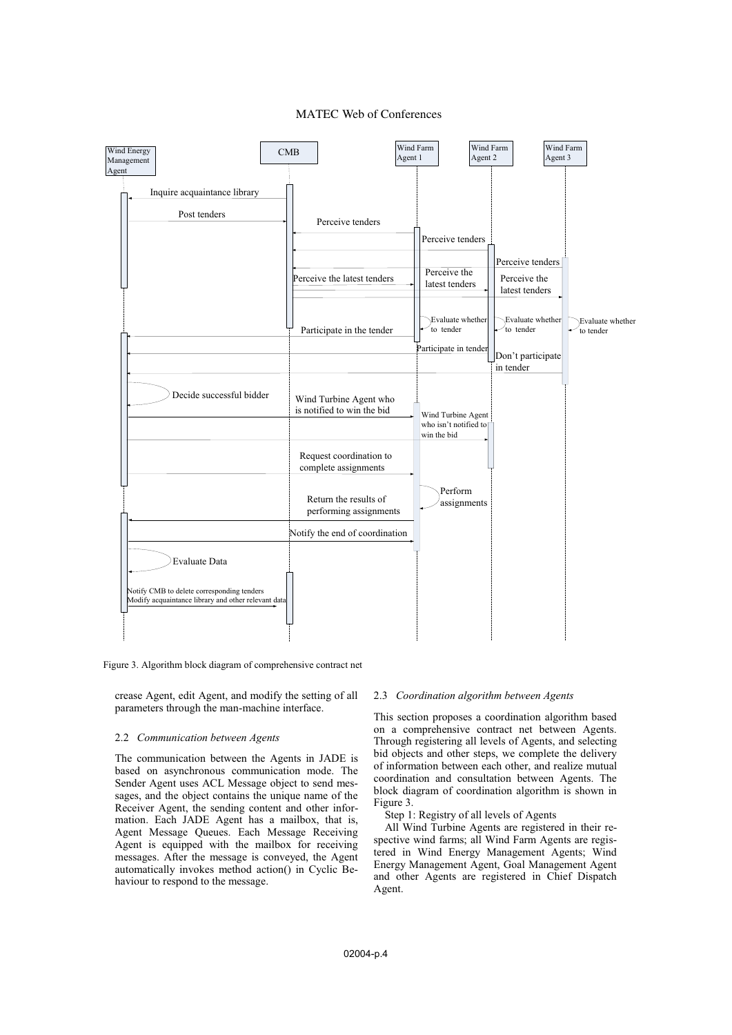Figure 3. Algorithm block diagram of comprehensive contract net

crease Agent, edit Agent, and modify the setting of all parameters through the man-machine interface.

### 2.2 *Communication between Agents*

The communication between the Agents in JADE is based on asynchronous communication mode. The Sender Agent uses ACL Message object to send messages, and the object contains the unique name of the Receiver Agent, the sending content and other information. Each JADE Agent has a mailbox, that is, Agent Message Queues. Each Message Receiving Agent is equipped with the mailbox for receiving messages. After the message is conveyed, the Agent automatically invokes method action() in Cyclic Behaviour to respond to the message.

### 2.3 *Coordination algorithm between Agents*

This section proposes a coordination algorithm based on a comprehensive contract net between Agents. Through registering all levels of Agents, and selecting bid objects and other steps, we complete the delivery of information between each other, and realize mutual coordination and consultation between Agents. The block diagram of coordination algorithm is shown in Figure 3.

Step 1: Registry of all levels of Agents

All Wind Turbine Agents are registered in their respective wind farms; all Wind Farm Agents are registered in Wind Energy Management Agents; Wind Energy Management Agent, Goal Management Agent and other Agents are registered in Chief Dispatch Agent.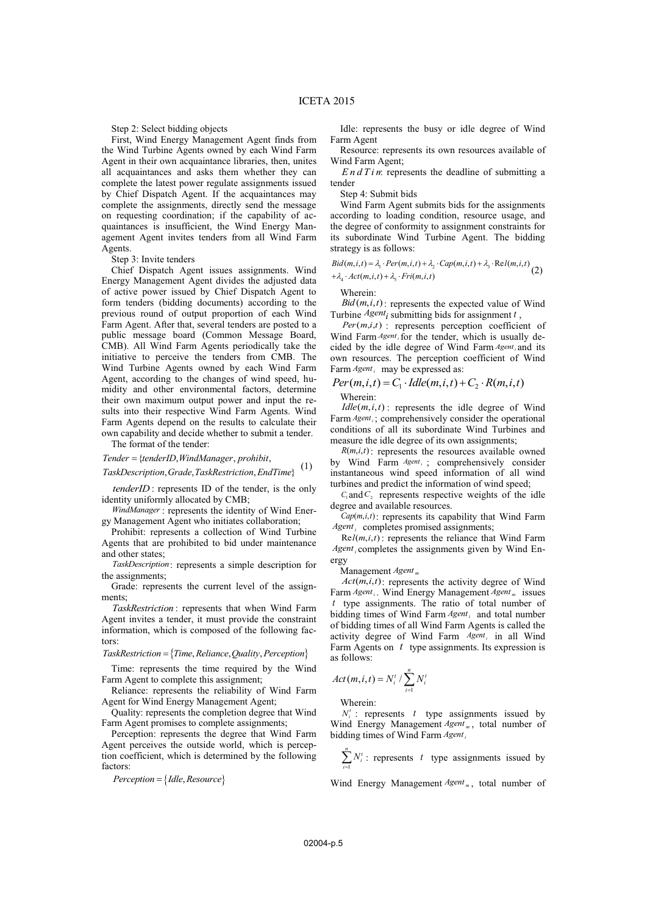Step 2: Select bidding objects

First, Wind Energy Management Agent finds from the Wind Turbine Agents owned by each Wind Farm Agent in their own acquaintance libraries, then, unites all acquaintances and asks them whether they can complete the latest power regulate assignments issued by Chief Dispatch Agent. If the acquaintances may complete the assignments, directly send the message on requesting coordination; if the capability of acquaintances is insufficient, the Wind Energy Management Agent invites tenders from all Wind Farm Agents.

Step 3: Invite tenders

Chief Dispatch Agent issues assignments. Wind Energy Management Agent divides the adjusted data of active power issued by Chief Dispatch Agent to form tenders (bidding documents) according to the previous round of output proportion of each Wind Farm Agent. After that, several tenders are posted to a public message board (Common Message Board, CMB). All Wind Farm Agents periodically take the initiative to perceive the tenders from CMB. The Wind Turbine Agents owned by each Wind Farm Agent, according to the changes of wind speed, humidity and other environmental factors, determine their own maximum output power and input the results into their respective Wind Farm Agents. Wind Farm Agents depend on the results to calculate their own capability and decide whether to submit a tender.

The format of the tender:

$$Tender = \{tenderID, WindManager, prohibit, TaskDescription, Grade, TaskRestriction, EndTime\} \quad (1)$$

$tenderID$: represents ID of the tender, is the only identity uniformly allocated by CMB;

$WindManager$: represents the identity of Wind Energy Management Agent who initiates collaboration;

Prohibit: represents a collection of Wind Turbine Agents that are prohibited to bid under maintenance and other states;

$TaskDescription$: represents a simple description for the assignments;

Grade: represents the current level of the assignments;

$TaskRestriction$: represents that when Wind Farm Agent invites a tender, it must provide the constraint information, which is composed of the following factors:

$$TaskRestriction = \{Time, Reliance, Quality, Perception\}$$

Time: represents the time required by the Wind Farm Agent to complete this assignment;

Reliance: represents the reliability of Wind Farm Agent for Wind Energy Management Agent;

Quality: represents the completion degree that Wind Farm Agent promises to complete assignments;

Perception: represents the degree that Wind Farm Agent perceives the outside world, which is perception coefficient, which is determined by the following factors:

$$Perception = \{Idle, Resource\}$$

Idle: represents the busy or idle degree of Wind Farm Agent

Resource: represents its own resources available of Wind Farm Agent;

$EndTime$: represents the deadline of submitting a tender

Step 4: Submit bids

Wind Farm Agent submits bids for the assignments according to loading condition, resource usage, and the degree of conformity to assignment constraints for its subordinate Wind Turbine Agent. The bidding strategy is as follows:

$$Bid(m,i,t) = \lambda_1 \cdot Per(m,i,t) + \lambda_2 \cdot Cap(m,i,t) + \lambda_3 \cdot \mathrm{Re}l(m,i,t) + \lambda_4 \cdot Act(m,i,t) + \lambda_5 \cdot Fri(m,i,t) \quad (2)$$

Wherein:

$Bid(m,i,t)$: represents the expected value of Wind Turbine $Agent_i$ submitting bids for assignment $t$,

$Per(m,i,t)$: represents perception coefficient of Wind Farm $Agent_i$ for the tender, which is usually decided by the idle degree of Wind Farm $Agent_i$ and its own resources. The perception coefficient of Wind Farm $Agent_i$ may be expressed as:

$$Per(m,i,t) = C_1 \cdot Idle(m,i,t) + C_2 \cdot R(m,i,t)$$

Wherein:

$Idle(m,i,t)$: represents the idle degree of Wind Farm $Agent_i$; comprehensively consider the operational conditions of all its subordinate Wind Turbines and measure the idle degree of its own assignments;

$R(m,i,t)$: represents the resources available owned by Wind Farm $Agent_i$; comprehensively consider instantaneous wind speed information of all wind turbines and predict the information of wind speed;

$C_1$ and $C_2$ represents respective weights of the idle degree and available resources.

$Cap(m,i,t)$: represents its capability that Wind Farm $Agent_i$ completes promised assignments;

$\mathrm{Re}l(m,i,t)$: represents the reliance that Wind Farm $Agent_i$ completes the assignments given by Wind Energy Management $Agent_m$

$Act(m,i,t)$: represents the activity degree of Wind Farm $Agent_i$. Wind Energy Management $Agent_m$ issues $t$ type assignments. The ratio of total number of bidding times of Wind Farm $Agent_i$ and total number of bidding times of all Wind Farm Agents is called the activity degree of Wind Farm $Agent_i$ in all Wind Farm Agents on $t$ type assignments. Its expression is as follows:

$$Act(m,i,t) = N_i^t / \sum_{i=1}^{n} N_i^t$$

Wherein:

$N_i^t$: represents $t$ type assignments issued by Wind Energy Management $Agent_m$, total number of bidding times of Wind Farm $Agent_i$

$\sum_{i=1}^{n} N_i^t$: represents $t$ type assignments issued by Wind Energy Management $Agent_m$, total number of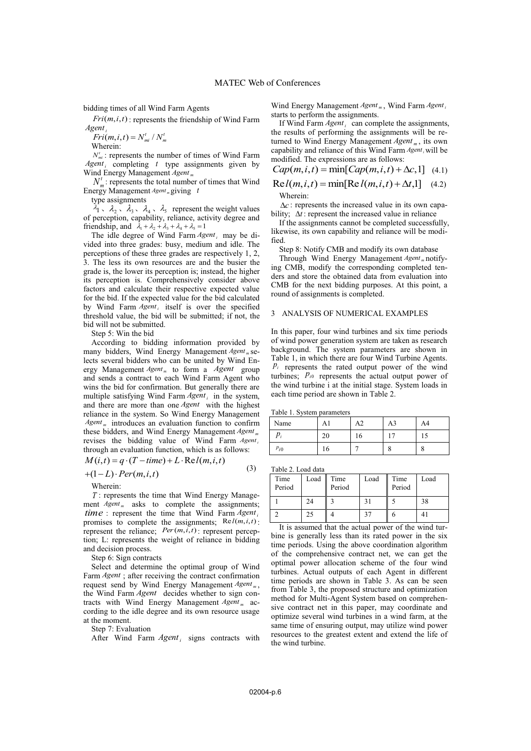bidding times of all Wind Farm Agents

$Fri(m,i,t)$ : represents the friendship of Wind Farm $Agent_i$

$Fri(m,i,t) = N_{mi}^t / N_m^t$

Wherein:

$N_{mi}^t$ : represents the number of times of Wind Farm $Agent_i$ completing $t$ type assignments given by Wind Energy Management $Agent_m$

$N_m^t$ : represents the total number of times that Wind Energy Management $Agent_m$ giving $t$ type assignments

$\lambda_1$、$\lambda_2$、$\lambda_3$、$\lambda_4$、$\lambda_5$ represent the weight values of perception, capability, reliance, activity degree and friendship, and $\lambda_1 + \lambda_2 + \lambda_3 + \lambda_4 + \lambda_5 = 1$

The idle degree of Wind Farm $Agent_i$ may be divided into three grades: busy, medium and idle. The perceptions of these three grades are respectively 1, 2, 3. The less its own resources are and the busier the grade is, the lower its perception is; instead, the higher its perception is. Comprehensively consider above factors and calculate their respective expected value for the bid. If the expected value for the bid calculated by Wind Farm $Agent_i$ itself is over the specified threshold value, the bid will be submitted; if not, the bid will not be submitted.

Step 5: Win the bid

According to bidding information provided by many bidders, Wind Energy Management $Agent_m$ selects several bidders who can be united by Wind Energy Management $Agent_m$ to form a $Agent$ group and sends a contract to each Wind Farm Agent who wins the bid for confirmation. But generally there are multiple satisfying Wind Farm $Agent_i$ in the system, and there are more than one $Agent$ with the highest reliance in the system. So Wind Energy Management $Agent_m$ introduces an evaluation function to confirm these bidders, and Wind Energy Management $Agent_m$ revises the bidding value of Wind Farm $Agent_i$ through an evaluation function, which is as follows:

$$M(i,t) = q \cdot (T - time) + L \cdot \mathrm{Re}\,l(m,i,t) + (1-L) \cdot Per(m,i,t) \quad (3)$$

Wherein:

$T$ : represents the time that Wind Energy Management $Agent_m$ asks to complete the assignments; $time$ : represent the time that Wind Farm $Agent_i$ promises to complete the assignments; $\mathrm{Re}\,l(m,i,t)$ : represent the reliance; $Per(m,i,t)$ : represent perception; L: represents the weight of reliance in bidding and decision process.

Step 6: Sign contracts

Select and determine the optimal group of Wind Farm $Agent$ ; after receiving the contract confirmation request send by Wind Energy Management $Agent_m$, the Wind Farm $Agent$ decides whether to sign contracts with Wind Energy Management $Agent_m$ according to the idle degree and its own resource usage at the moment.

Step 7: Evaluation

After Wind Farm $Agent_i$ signs contracts with Wind Energy Management $Agent_m$, Wind Farm $Agent_i$ starts to perform the assignments.

If Wind Farm $Agent_i$ can complete the assignments, the results of performing the assignments will be returned to Wind Energy Management $Agent_m$, its own capability and reliance of this Wind Farm $Agent_i$ will be modified. The expressions are as follows:

$$Cap(m,i,t) = \min[Cap(m,i,t) + \Delta c, 1] \quad (4.1)$$

$$\mathrm{Re}\,l(m,i,t) = \min[\mathrm{Re}\,l(m,i,t) + \Delta t, 1] \quad (4.2)$$

Wherein:

$\Delta c$ : represents the increased value in its own capability; $\Delta t$ : represent the increased value in reliance

If the assignments cannot be completed successfully, likewise, its own capability and reliance will be modified.

Step 8: Notify CMB and modify its own database

Through Wind Energy Management $Agent_m$ notifying CMB, modify the corresponding completed tenders and store the obtained data from evaluation into CMB for the next bidding purposes. At this point, a round of assignments is completed.

## 3 ANALYSIS OF NUMERICAL EXAMPLES

In this paper, four wind turbines and six time periods of wind power generation system are taken as research background. The system parameters are shown in Table 1, in which there are four Wind Turbine Agents. $p_i$ represents the rated output power of the wind turbines; $p_{i0}$ represents the actual output power of the wind turbine i at the initial stage. System loads in each time period are shown in Table 2.

Table 1. System parameters

| Name | A1 | A2 | A3 | A4 |
|---|---|---|---|---|
| $p_i$ | 20 | 16 | 17 | 15 |
| $p_{i0}$ | 16 | 7 | 8 | 8 |

Table 2. Load data

| Time Period | Load | Time Period | Load | Time Period | Load |
|---|---|---|---|---|---|
| 1 | 24 | 3 | 31 | 5 | 38 |
| 2 | 25 | 4 | 37 | 6 | 41 |

It is assumed that the actual power of the wind turbine is generally less than its rated power in the six time periods. Using the above coordination algorithm of the comprehensive contract net, we can get the optimal power allocation scheme of the four wind turbines. Actual outputs of each Agent in different time periods are shown in Table 3. As can be seen from Table 3, the proposed structure and optimization method for Multi-Agent System based on comprehensive contract net in this paper, may coordinate and optimize several wind turbines in a wind farm, at the same time of ensuring output, may utilize wind power resources to the greatest extent and extend the life of the wind turbine.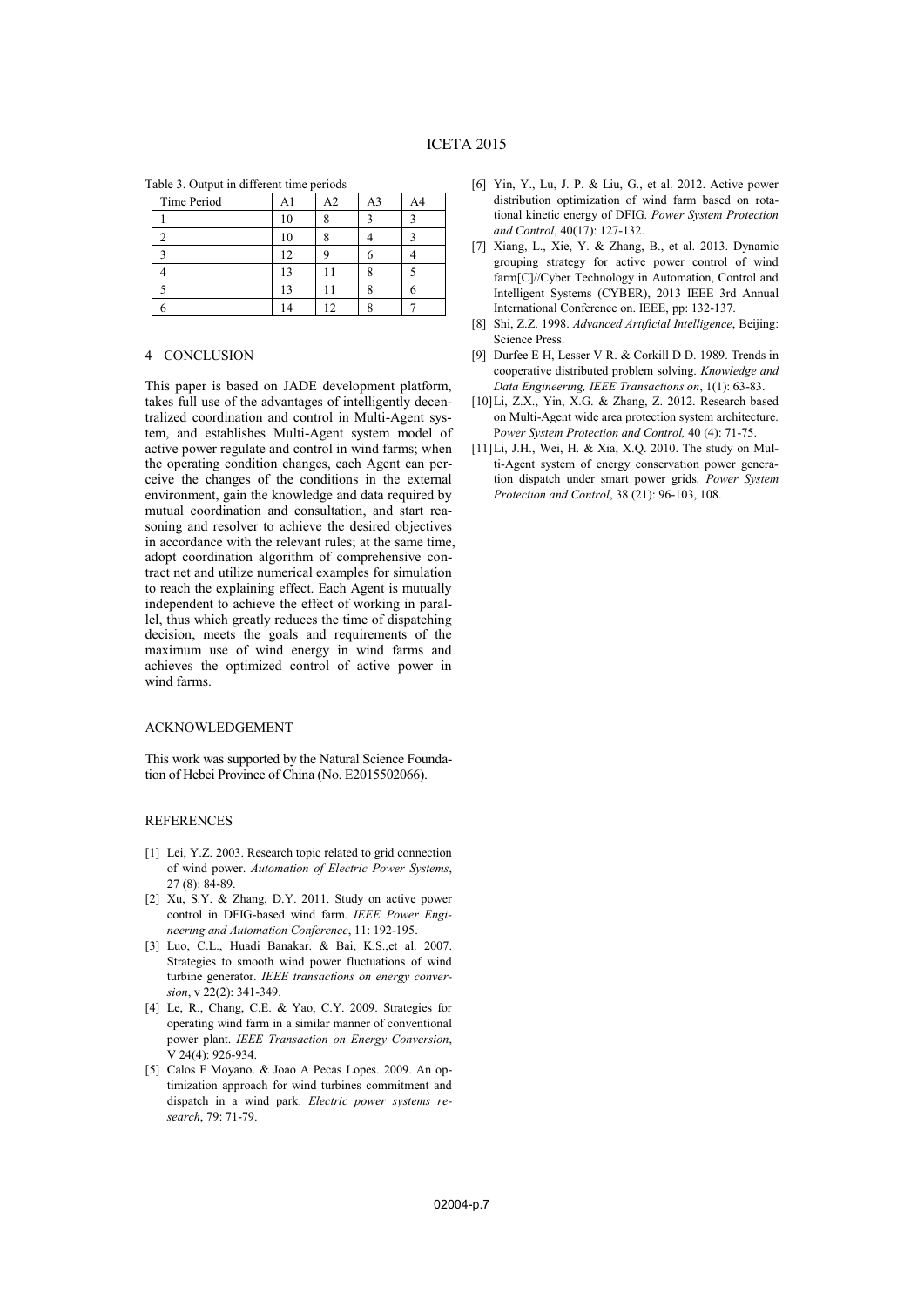Table 3. Output in different time periods

| Time Period | A1 | A2 | A3 | A4 |
|---|---|---|---|---|
| 1 | 10 | 8 | 3 | 3 |
| 2 | 10 | 8 | 4 | 3 |
| 3 | 12 | 9 | 6 | 4 |
| 4 | 13 | 11 | 8 | 5 |
| 5 | 13 | 11 | 8 | 6 |
| 6 | 14 | 12 | 8 | 7 |

## 4 CONCLUSION

This paper is based on JADE development platform, takes full use of the advantages of intelligently decentralized coordination and control in Multi-Agent system, and establishes Multi-Agent system model of active power regulate and control in wind farms; when the operating condition changes, each Agent can perceive the changes of the conditions in the external environment, gain the knowledge and data required by mutual coordination and consultation, and start reasoning and resolver to achieve the desired objectives in accordance with the relevant rules; at the same time, adopt coordination algorithm of comprehensive contract net and utilize numerical examples for simulation to reach the explaining effect. Each Agent is mutually independent to achieve the effect of working in parallel, thus which greatly reduces the time of dispatching decision, meets the goals and requirements of the maximum use of wind energy in wind farms and achieves the optimized control of active power in wind farms.

## ACKNOWLEDGEMENT

This work was supported by the Natural Science Foundation of Hebei Province of China (No. E2015502066).

## REFERENCES

[1] Lei, Y.Z. 2003. Research topic related to grid connection of wind power. *Automation of Electric Power Systems*, 27 (8): 84-89.

[2] Xu, S.Y. & Zhang, D.Y. 2011. Study on active power control in DFIG-based wind farm. *IEEE Power Engineering and Automation Conference*, 11: 192-195.

[3] Luo, C.L., Huadi Banakar. & Bai, K.S.,et al. 2007. Strategies to smooth wind power fluctuations of wind turbine generator. *IEEE transactions on energy conversion*, v 22(2): 341-349.

[4] Le, R., Chang, C.E. & Yao, C.Y. 2009. Strategies for operating wind farm in a similar manner of conventional power plant. *IEEE Transaction on Energy Conversion*, V 24(4): 926-934.

[5] Calos F Moyano. & Joao A Pecas Lopes. 2009. An optimization approach for wind turbines commitment and dispatch in a wind park. *Electric power systems research*, 79: 71-79.

[6] Yin, Y., Lu, J. P. & Liu, G., et al. 2012. Active power distribution optimization of wind farm based on rotational kinetic energy of DFIG. *Power System Protection and Control*, 40(17): 127-132.

[7] Xiang, L., Xie, Y. & Zhang, B., et al. 2013. Dynamic grouping strategy for active power control of wind farm[C]//Cyber Technology in Automation, Control and Intelligent Systems (CYBER), 2013 IEEE 3rd Annual International Conference on. IEEE, pp: 132-137.

[8] Shi, Z.Z. 1998. *Advanced Artificial Intelligence*, Beijing: Science Press.

[9] Durfee E H, Lesser V R. & Corkill D D. 1989. Trends in cooperative distributed problem solving. *Knowledge and Data Engineering, IEEE Transactions on*, 1(1): 63-83.

[10] Li, Z.X., Yin, X.G. & Zhang, Z. 2012. Research based on Multi-Agent wide area protection system architecture. *Power System Protection and Control,* 40 (4): 71-75.

[11] Li, J.H., Wei, H. & Xia, X.Q. 2010. The study on Multi-Agent system of energy conservation power generation dispatch under smart power grids. *Power System Protection and Control*, 38 (21): 96-103, 108.